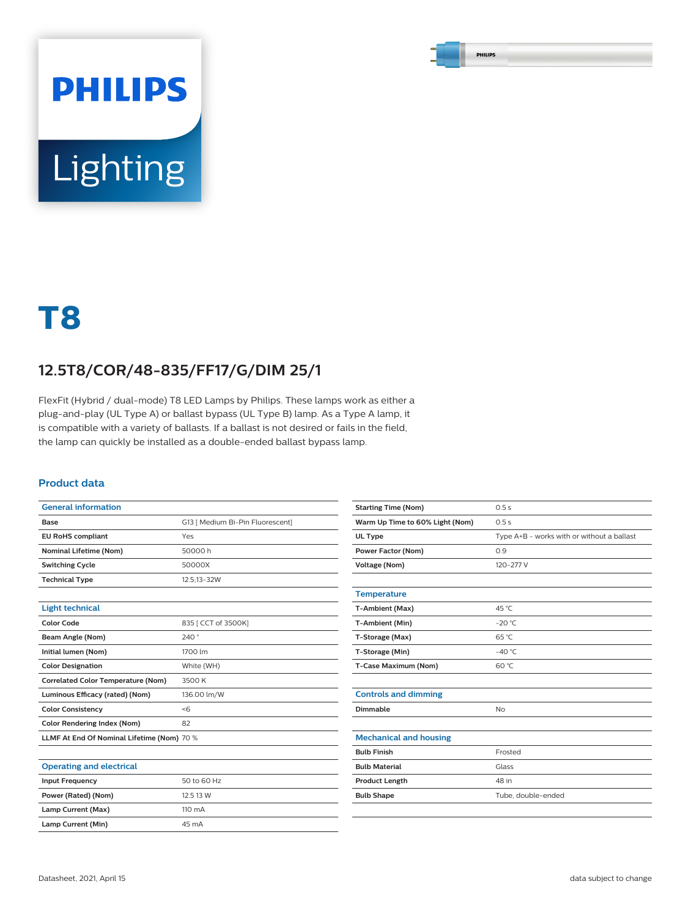PHILIPS

Lighting

# T8

## 12.5T8/COR/48-835/FF17/G/DIM 25/1

FlexFit (Hybrid / dual-mode) T8 LED Lamps by Philips. These lamps work as either a plug-and-play (UL Type A) or ballast bypass (UL Type B) lamp. As a Type A lamp, it is compatible with a variety of ballasts. If a ballast is not desired or fails in the field, the lamp can quickly be installed as a double-ended ballast bypass lamp.

### Product data

| General information | |
|---|---|
| **Base** | G13 [ Medium Bi-Pin Fluorescent] |
| **EU RoHS compliant** | Yes |
| **Nominal Lifetime (Nom)** | 50000 h |
| **Switching Cycle** | 50000X |
| **Technical Type** | 12.5;13-32W |

| Light technical | |
|---|---|
| **Color Code** | 835 [ CCT of 3500K] |
| **Beam Angle (Nom)** | 240 ° |
| **Initial lumen (Nom)** | 1700 lm |
| **Color Designation** | White (WH) |
| **Correlated Color Temperature (Nom)** | 3500 K |
| **Luminous Efficacy (rated) (Nom)** | 136.00 lm/W |
| **Color Consistency** | <6 |
| **Color Rendering Index (Nom)** | 82 |
| **LLMF At End Of Nominal Lifetime (Nom)** | 70 % |

| Operating and electrical | |
|---|---|
| **Input Frequency** | 50 to 60 Hz |
| **Power (Rated) (Nom)** | 12.5 13 W |
| **Lamp Current (Max)** | 110 mA |
| **Lamp Current (Min)** | 45 mA |
| **Starting Time (Nom)** | 0.5 s |
| **Warm Up Time to 60% Light (Nom)** | 0.5 s |
| **UL Type** | Type A+B - works with or without a ballast |
| **Power Factor (Nom)** | 0.9 |
| **Voltage (Nom)** | 120-277 V |

| Temperature | |
|---|---|
| **T-Ambient (Max)** | 45 °C |
| **T-Ambient (Min)** | -20 °C |
| **T-Storage (Max)** | 65 °C |
| **T-Storage (Min)** | -40 °C |
| **T-Case Maximum (Nom)** | 60 °C |

| Controls and dimming | |
|---|---|
| **Dimmable** | No |

| Mechanical and housing | |
|---|---|
| **Bulb Finish** | Frosted |
| **Bulb Material** | Glass |
| **Product Length** | 48 in |
| **Bulb Shape** | Tube, double-ended |

Datasheet, 2021, April 15

data subject to change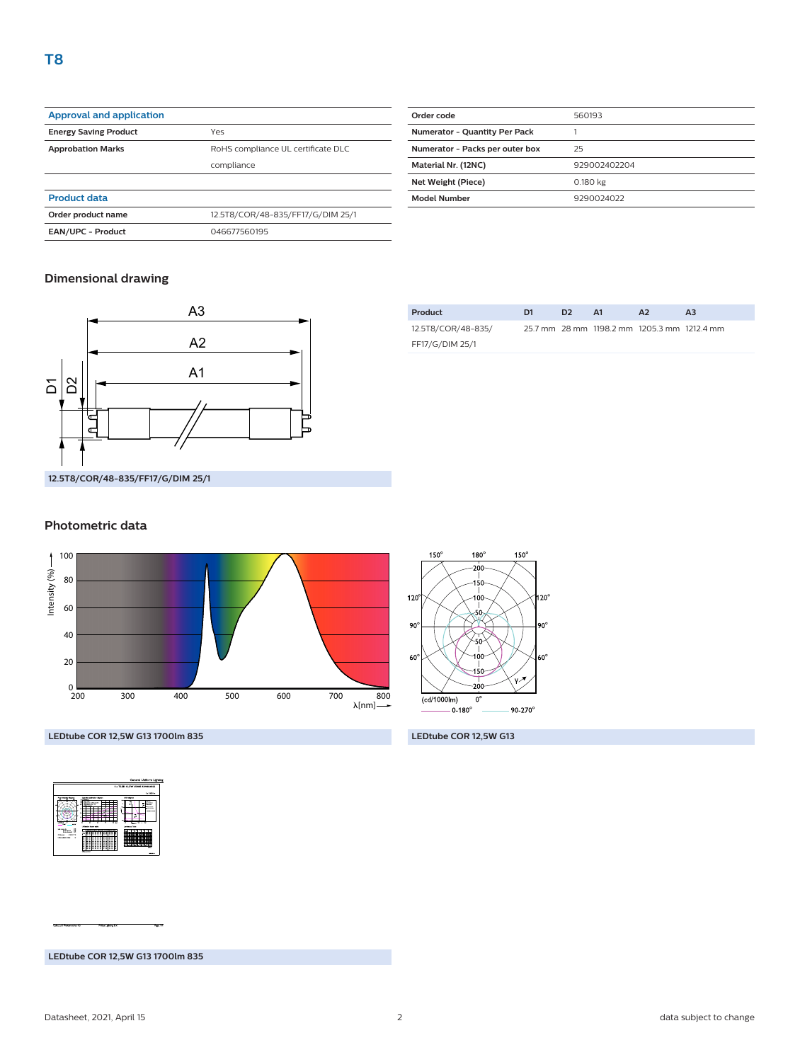# T8

| Approval and application | |
|---|---|
| Energy Saving Product | Yes |
| Approbation Marks | RoHS compliance UL certificate DLC compliance |

| Product data | |
|---|---|
| Order product name | 12.5T8/COR/48-835/FF17/G/DIM 25/1 |
| EAN/UPC - Product | 046677560195 |

| Order code | 560193 |
|---|---|
| Numerator - Quantity Per Pack | 1 |
| Numerator - Packs per outer box | 25 |
| Material Nr. (12NC) | 929002402204 |
| Net Weight (Piece) | 0.180 kg |
| Model Number | 9290024022 |

## Dimensional drawing

12.5T8/COR/48-835/FF17/G/DIM 25/1

| Product | D1 | D2 | A1 | A2 | A3 |
|---|---|---|---|---|---|
| 12.5T8/COR/48-835/FF17/G/DIM 25/1 | 25.7 mm | 28 mm | 1198.2 mm | 1205.3 mm | 1212.4 mm |

## Photometric data

LEDtube COR 12,5W G13 1700lm 835

LEDtube COR 12,5W G13

LEDtube COR 12,5W G13 1700lm 835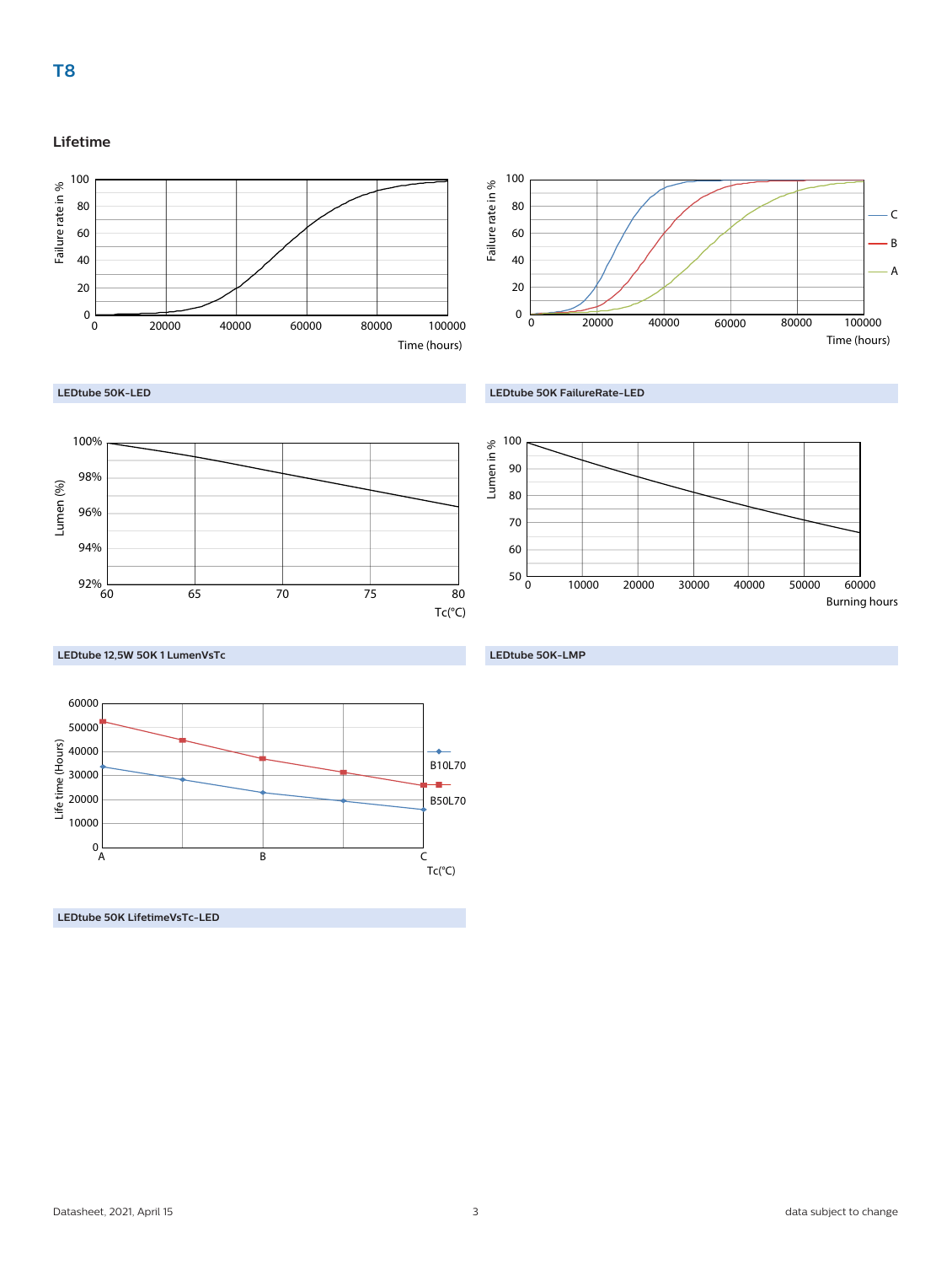## T8

### Lifetime

LEDtube 50K-LED

LEDtube 50K FailureRate-LED

LEDtube 12,5W 50K 1 LumenVsTc

LEDtube 50K-LMP

LEDtube 50K LifetimeVsTc-LED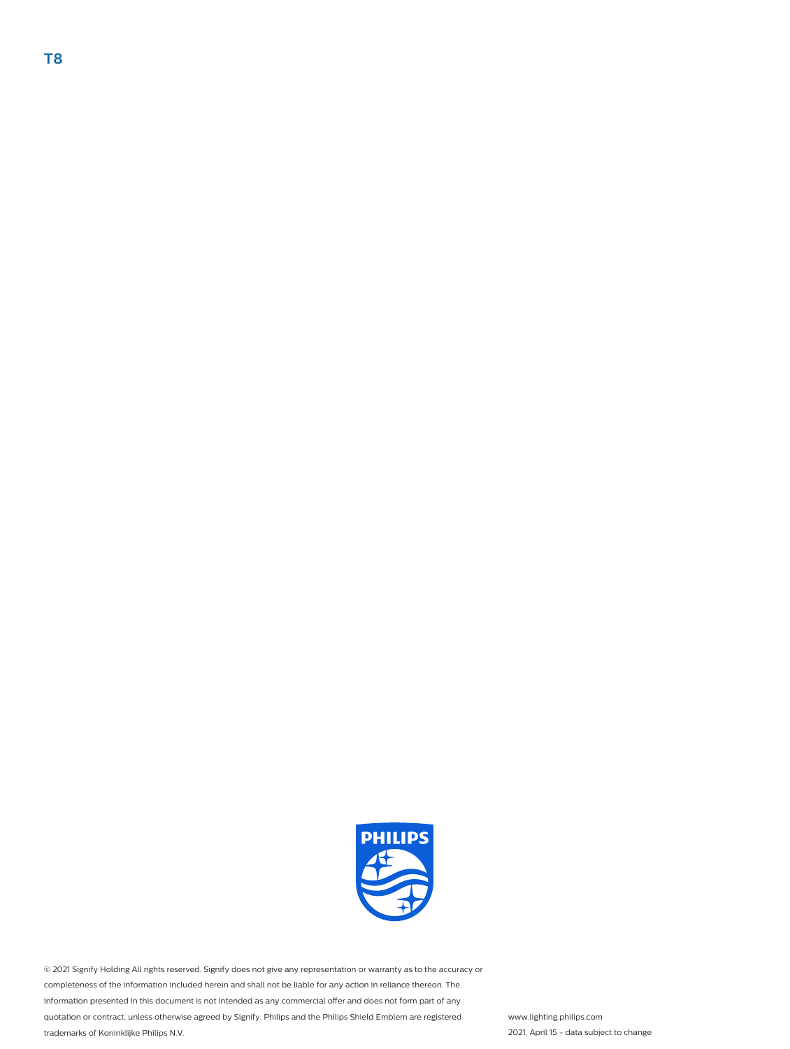T8

© 2021 Signify Holding All rights reserved. Signify does not give any representation or warranty as to the accuracy or completeness of the information included herein and shall not be liable for any action in reliance thereon. The information presented in this document is not intended as any commercial offer and does not form part of any quotation or contract, unless otherwise agreed by Signify. Philips and the Philips Shield Emblem are registered trademarks of Koninklijke Philips N.V.

www.lighting.philips.com

2021, April 15 - data subject to change